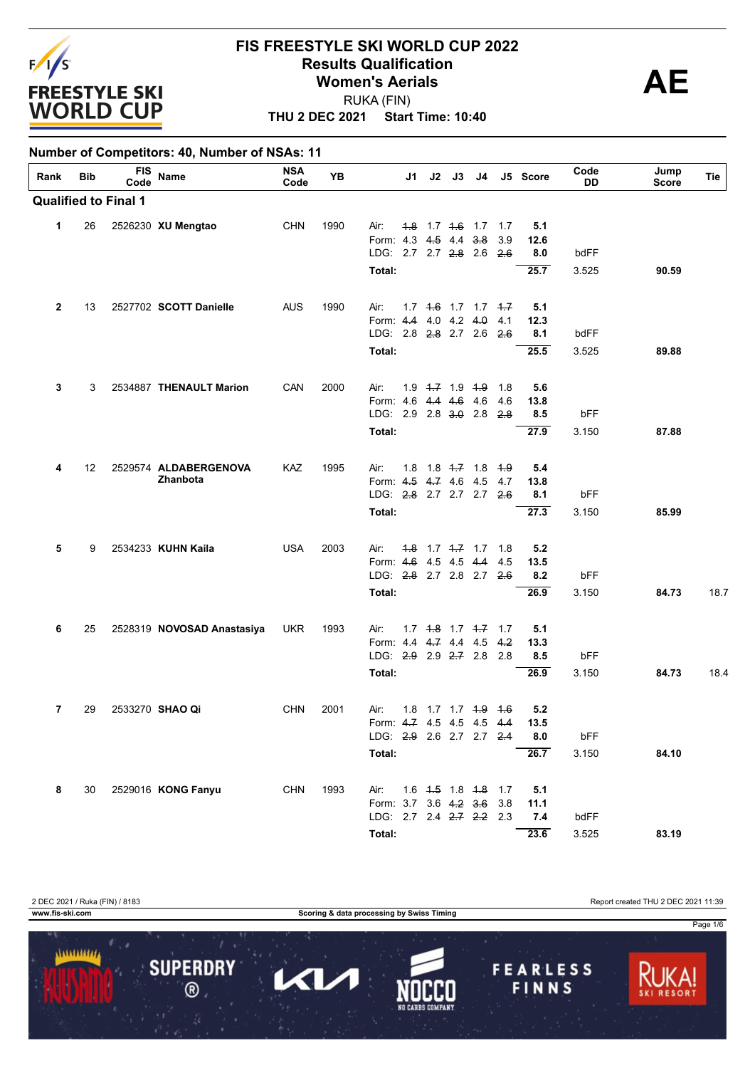# FIS FREESTYLE SKI WORLD CUP 2022

## Results Qualification
## Women's Aerials

RUKA (FIN)

**THU 2 DEC 2021 Start Time: 10:40**

**AE**

**Number of Competitors: 40, Number of NSAs: 11**

| Rank | Bib | FIS Code | Name | NSA Code | YB | | J1 | J2 | J3 | J4 | J5 | Score | Code DD | Jump Score | Tie |
|---|---|---|---|---|---|---|---|---|---|---|---|---|---|---|---|
| **Qualified to Final 1** | | | | | | | | | | | | | | | |
| **1** | 26 | 2526230 | **XU Mengtao** | CHN | 1990 | Air: | ~~1.8~~ | 1.7 | ~~1.6~~ | 1.7 | 1.7 | **5.1** | | | |
| | | | | | | Form: | 4.3 | ~~4.5~~ | 4.4 | ~~3.8~~ | 3.9 | **12.6** | | | |
| | | | | | | LDG: | 2.7 | 2.7 | ~~2.8~~ | 2.6 | ~~2.6~~ | **8.0** | bdFF | | |
| | | | | | | **Total:** | | | | | | **25.7** | 3.525 | **90.59** | |
| **2** | 13 | 2527702 | **SCOTT Danielle** | AUS | 1990 | Air: | 1.7 | ~~1.6~~ | 1.7 | 1.7 | ~~1.7~~ | **5.1** | | | |
| | | | | | | Form: | ~~4.4~~ | 4.0 | 4.2 | ~~4.0~~ | 4.1 | **12.3** | | | |
| | | | | | | LDG: | 2.8 | ~~2.8~~ | 2.7 | 2.6 | ~~2.6~~ | **8.1** | bdFF | | |
| | | | | | | **Total:** | | | | | | **25.5** | 3.525 | **89.88** | |
| **3** | 3 | 2534887 | **THENAULT Marion** | CAN | 2000 | Air: | 1.9 | ~~1.7~~ | 1.9 | ~~1.9~~ | 1.8 | **5.6** | | | |
| | | | | | | Form: | 4.6 | ~~4.4~~ | ~~4.6~~ | 4.6 | 4.6 | **13.8** | | | |
| | | | | | | LDG: | 2.9 | 2.8 | ~~3.0~~ | 2.8 | ~~2.8~~ | **8.5** | bFF | | |
| | | | | | | **Total:** | | | | | | **27.9** | 3.150 | **87.88** | |
| **4** | 12 | 2529574 | **ALDABERGENOVA Zhanbota** | KAZ | 1995 | Air: | 1.8 | 1.8 | ~~1.7~~ | 1.8 | ~~1.9~~ | **5.4** | | | |
| | | | | | | Form: | ~~4.5~~ | ~~4.7~~ | 4.6 | 4.5 | 4.7 | **13.8** | | | |
| | | | | | | LDG: | ~~2.8~~ | 2.7 | 2.7 | 2.7 | ~~2.6~~ | **8.1** | bFF | | |
| | | | | | | **Total:** | | | | | | **27.3** | 3.150 | **85.99** | |
| **5** | 9 | 2534233 | **KUHN Kaila** | USA | 2003 | Air: | ~~1.8~~ | 1.7 | ~~1.7~~ | 1.7 | 1.8 | **5.2** | | | |
| | | | | | | Form: | ~~4.6~~ | 4.5 | 4.5 | ~~4.4~~ | 4.5 | **13.5** | | | |
| | | | | | | LDG: | ~~2.8~~ | 2.7 | 2.8 | 2.7 | ~~2.6~~ | **8.2** | bFF | | |
| | | | | | | **Total:** | | | | | | **26.9** | 3.150 | **84.73** | 18.7 |
| **6** | 25 | 2528319 | **NOVOSAD Anastasiya** | UKR | 1993 | Air: | 1.7 | ~~1.8~~ | 1.7 | ~~1.7~~ | 1.7 | **5.1** | | | |
| | | | | | | Form: | 4.4 | ~~4.7~~ | 4.4 | 4.5 | ~~4.2~~ | **13.3** | | | |
| | | | | | | LDG: | ~~2.9~~ | 2.9 | ~~2.7~~ | 2.8 | 2.8 | **8.5** | bFF | | |
| | | | | | | **Total:** | | | | | | **26.9** | 3.150 | **84.73** | 18.4 |
| **7** | 29 | 2533270 | **SHAO Qi** | CHN | 2001 | Air: | 1.8 | 1.7 | 1.7 | ~~1.9~~ | ~~1.6~~ | **5.2** | | | |
| | | | | | | Form: | ~~4.7~~ | 4.5 | 4.5 | 4.5 | ~~4.4~~ | **13.5** | | | |
| | | | | | | LDG: | ~~2.9~~ | 2.6 | 2.7 | 2.7 | ~~2.4~~ | **8.0** | bFF | | |
| | | | | | | **Total:** | | | | | | **26.7** | 3.150 | **84.10** | |
| **8** | 30 | 2529016 | **KONG Fanyu** | CHN | 1993 | Air: | 1.6 | ~~1.5~~ | 1.8 | ~~1.8~~ | 1.7 | **5.1** | | | |
| | | | | | | Form: | 3.7 | 3.6 | ~~4.2~~ | ~~3.6~~ | 3.8 | **11.1** | | | |
| | | | | | | LDG: | 2.7 | 2.4 | ~~2.7~~ | ~~2.2~~ | 2.3 | **7.4** | bdFF | | |
| | | | | | | **Total:** | | | | | | **23.6** | 3.525 | **83.19** | |

2 DEC 2021 / Ruka (FIN) / 8183

Report created THU 2 DEC 2021 11:39

www.fis-ski.com

Scoring & data processing by Swiss Timing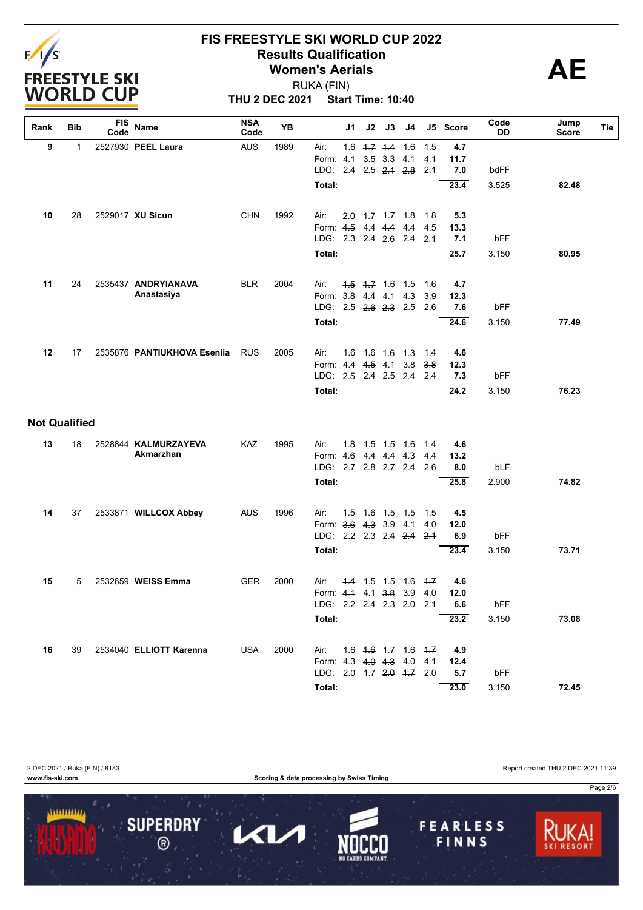# FIS FREESTYLE SKI WORLD CUP 2022

## Results Qualification

## Women's Aerials

RUKA (FIN)

**THU 2 DEC 2021 Start Time: 10:40**

**AE**

| Rank | Bib | FIS Code | Name | NSA Code | YB | | J1 | J2 | J3 | J4 | J5 | Score | Code DD | Jump Score | Tie |
|---|---|---|---|---|---|---|---|---|---|---|---|---|---|---|---|
| **9** | 1 | 2527930 | **PEEL Laura** | AUS | 1989 | Air: | 1.6 | ~~1.7~~ | ~~1.4~~ | 1.6 | 1.5 | **4.7** | | | |
| | | | | | | Form: | 4.1 | 3.5 | ~~3.3~~ | ~~4.1~~ | 4.1 | **11.7** | | | |
| | | | | | | LDG: | 2.4 | 2.5 | ~~2.1~~ | ~~2.8~~ | 2.1 | **7.0** | bdFF | | |
| | | | | | | **Total:** | | | | | | **23.4** | 3.525 | **82.48** | |
| **10** | 28 | 2529017 | **XU Sicun** | CHN | 1992 | Air: | ~~2.0~~ | ~~1.7~~ | 1.7 | 1.8 | 1.8 | **5.3** | | | |
| | | | | | | Form: | ~~4.5~~ | 4.4 | ~~4.4~~ | 4.4 | 4.5 | **13.3** | | | |
| | | | | | | LDG: | 2.3 | 2.4 | ~~2.6~~ | 2.4 | ~~2.1~~ | **7.1** | bFF | | |
| | | | | | | **Total:** | | | | | | **25.7** | 3.150 | **80.95** | |
| **11** | 24 | 2535437 | **ANDRYIANAVA Anastasiya** | BLR | 2004 | Air: | ~~1.5~~ | ~~1.7~~ | 1.6 | 1.5 | 1.6 | **4.7** | | | |
| | | | | | | Form: | ~~3.8~~ | ~~4.4~~ | 4.1 | 4.3 | 3.9 | **12.3** | | | |
| | | | | | | LDG: | 2.5 | ~~2.6~~ | ~~2.3~~ | 2.5 | 2.6 | **7.6** | bFF | | |
| | | | | | | **Total:** | | | | | | **24.6** | 3.150 | **77.49** | |
| **12** | 17 | 2535876 | **PANTIUKHOVA Eseniia** | RUS | 2005 | Air: | 1.6 | 1.6 | ~~1.6~~ | ~~1.3~~ | 1.4 | **4.6** | | | |
| | | | | | | Form: | 4.4 | ~~4.5~~ | 4.1 | 3.8 | ~~3.8~~ | **12.3** | | | |
| | | | | | | LDG: | ~~2.5~~ | 2.4 | 2.5 | ~~2.4~~ | 2.4 | **7.3** | bFF | | |
| | | | | | | **Total:** | | | | | | **24.2** | 3.150 | **76.23** | |

## Not Qualified

| Rank | Bib | FIS Code | Name | NSA Code | YB | | J1 | J2 | J3 | J4 | J5 | Score | Code DD | Jump Score | Tie |
|---|---|---|---|---|---|---|---|---|---|---|---|---|---|---|---|
| **13** | 18 | 2528844 | **KALMURZAYEVA Akmarzhan** | KAZ | 1995 | Air: | ~~1.8~~ | 1.5 | 1.5 | 1.6 | ~~1.4~~ | **4.6** | | | |
| | | | | | | Form: | ~~4.6~~ | 4.4 | 4.4 | ~~4.3~~ | 4.4 | **13.2** | | | |
| | | | | | | LDG: | 2.7 | ~~2.8~~ | 2.7 | ~~2.4~~ | 2.6 | **8.0** | bLF | | |
| | | | | | | **Total:** | | | | | | **25.8** | 2.900 | **74.82** | |
| **14** | 37 | 2533871 | **WILLCOX Abbey** | AUS | 1996 | Air: | ~~1.5~~ | ~~1.6~~ | 1.5 | 1.5 | 1.5 | **4.5** | | | |
| | | | | | | Form: | ~~3.6~~ | ~~4.3~~ | 3.9 | 4.1 | 4.0 | **12.0** | | | |
| | | | | | | LDG: | 2.2 | 2.3 | 2.4 | ~~2.4~~ | ~~2.1~~ | **6.9** | bFF | | |
| | | | | | | **Total:** | | | | | | **23.4** | 3.150 | **73.71** | |
| **15** | 5 | 2532659 | **WEISS Emma** | GER | 2000 | Air: | ~~1.4~~ | 1.5 | 1.5 | 1.6 | ~~1.7~~ | **4.6** | | | |
| | | | | | | Form: | ~~4.1~~ | 4.1 | ~~3.8~~ | 3.9 | 4.0 | **12.0** | | | |
| | | | | | | LDG: | 2.2 | ~~2.4~~ | 2.3 | ~~2.0~~ | 2.1 | **6.6** | bFF | | |
| | | | | | | **Total:** | | | | | | **23.2** | 3.150 | **73.08** | |
| **16** | 39 | 2534040 | **ELLIOTT Karenna** | USA | 2000 | Air: | 1.6 | ~~1.6~~ | 1.7 | 1.6 | ~~1.7~~ | **4.9** | | | |
| | | | | | | Form: | 4.3 | ~~4.0~~ | ~~4.3~~ | 4.0 | 4.1 | **12.4** | | | |
| | | | | | | LDG: | 2.0 | 1.7 | ~~2.0~~ | ~~1.7~~ | 2.0 | **5.7** | bFF | | |
| | | | | | | **Total:** | | | | | | **23.0** | 3.150 | **72.45** | |

2 DEC 2021 / Ruka (FIN) / 8183 — Report created THU 2 DEC 2021 11:39

www.fis-ski.com — Scoring & data processing by Swiss Timing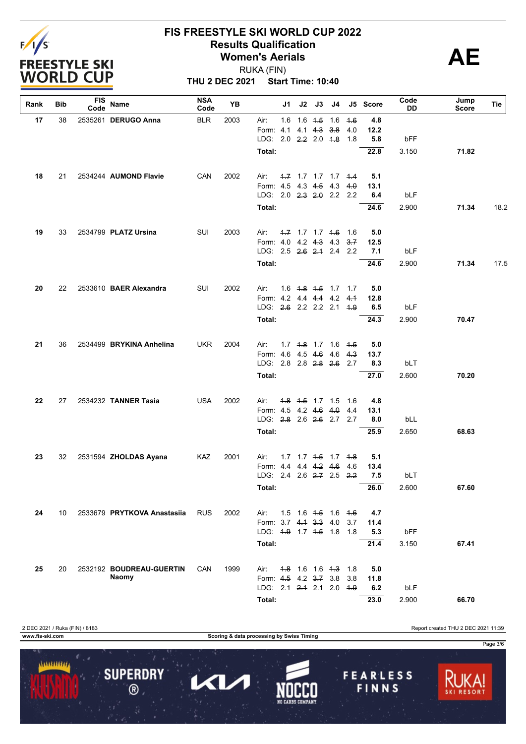# FIS FREESTYLE SKI WORLD CUP 2022

## Results Qualification

## Women's Aerials

RUKA (FIN)

**THU 2 DEC 2021 Start Time: 10:40**

**AE**

| Rank | Bib | FIS Code | Name | NSA Code | YB | | J1 | J2 | J3 | J4 | J5 | Score | Code DD | Jump Score | Tie |
|---|---|---|---|---|---|---|---|---|---|---|---|---|---|---|---|
| 17 | 38 | 2535261 | **DERUGO Anna** | BLR | 2003 | Air: | 1.6 | 1.6 | ~~1.5~~ | 1.6 | ~~1.6~~ | 4.8 | | | |
| | | | | | | Form: | 4.1 | 4.1 | ~~4.3~~ | ~~3.8~~ | 4.0 | 12.2 | | | |
| | | | | | | LDG: | 2.0 | ~~2.2~~ | 2.0 | ~~1.8~~ | 1.8 | 5.8 | bFF | | |
| | | | | | | **Total:** | | | | | | **22.8** | 3.150 | **71.82** | |
| 18 | 21 | 2534244 | **AUMOND Flavie** | CAN | 2002 | Air: | ~~1.7~~ | 1.7 | 1.7 | 1.7 | ~~1.4~~ | 5.1 | | | |
| | | | | | | Form: | 4.5 | 4.3 | ~~4.5~~ | 4.3 | ~~4.0~~ | 13.1 | | | |
| | | | | | | LDG: | 2.0 | ~~2.3~~ | ~~2.0~~ | 2.2 | 2.2 | 6.4 | bLF | | |
| | | | | | | **Total:** | | | | | | **24.6** | 2.900 | **71.34** | 18.2 |
| 19 | 33 | 2534799 | **PLATZ Ursina** | SUI | 2003 | Air: | ~~1.7~~ | 1.7 | 1.7 | ~~1.6~~ | 1.6 | 5.0 | | | |
| | | | | | | Form: | 4.0 | 4.2 | ~~4.3~~ | 4.3 | ~~3.7~~ | 12.5 | | | |
| | | | | | | LDG: | 2.5 | ~~2.6~~ | ~~2.1~~ | 2.4 | 2.2 | 7.1 | bLF | | |
| | | | | | | **Total:** | | | | | | **24.6** | 2.900 | **71.34** | 17.5 |
| 20 | 22 | 2533610 | **BAER Alexandra** | SUI | 2002 | Air: | 1.6 | ~~1.8~~ | ~~1.5~~ | 1.7 | 1.7 | 5.0 | | | |
| | | | | | | Form: | 4.2 | 4.4 | ~~4.4~~ | 4.2 | ~~4.1~~ | 12.8 | | | |
| | | | | | | LDG: | ~~2.6~~ | 2.2 | 2.2 | 2.1 | ~~1.9~~ | 6.5 | bLF | | |
| | | | | | | **Total:** | | | | | | **24.3** | 2.900 | **70.47** | |
| 21 | 36 | 2534499 | **BRYKINA Anhelina** | UKR | 2004 | Air: | 1.7 | ~~1.8~~ | 1.7 | 1.6 | ~~1.5~~ | 5.0 | | | |
| | | | | | | Form: | 4.6 | 4.5 | ~~4.6~~ | 4.6 | ~~4.3~~ | 13.7 | | | |
| | | | | | | LDG: | 2.8 | 2.8 | ~~2.8~~ | ~~2.6~~ | 2.7 | 8.3 | bLT | | |
| | | | | | | **Total:** | | | | | | **27.0** | 2.600 | **70.20** | |
| 22 | 27 | 2534232 | **TANNER Tasia** | USA | 2002 | Air: | ~~1.8~~ | ~~1.5~~ | 1.7 | 1.5 | 1.6 | 4.8 | | | |
| | | | | | | Form: | 4.5 | 4.2 | ~~4.6~~ | ~~4.0~~ | 4.4 | 13.1 | | | |
| | | | | | | LDG: | ~~2.8~~ | 2.6 | ~~2.6~~ | 2.7 | 2.7 | 8.0 | bLL | | |
| | | | | | | **Total:** | | | | | | **25.9** | 2.650 | **68.63** | |
| 23 | 32 | 2531594 | **ZHOLDAS Ayana** | KAZ | 2001 | Air: | 1.7 | 1.7 | ~~1.5~~ | 1.7 | ~~1.8~~ | 5.1 | | | |
| | | | | | | Form: | 4.4 | 4.4 | ~~4.2~~ | ~~4.6~~ | 4.6 | 13.4 | | | |
| | | | | | | LDG: | 2.4 | 2.6 | ~~2.7~~ | 2.5 | ~~2.2~~ | 7.5 | bLT | | |
| | | | | | | **Total:** | | | | | | **26.0** | 2.600 | **67.60** | |
| 24 | 10 | 2533679 | **PRYTKOVA Anastasiia** | RUS | 2002 | Air: | 1.5 | 1.6 | ~~1.5~~ | 1.6 | ~~1.6~~ | 4.7 | | | |
| | | | | | | Form: | 3.7 | ~~4.1~~ | ~~3.3~~ | 4.0 | 3.7 | 11.4 | | | |
| | | | | | | LDG: | ~~1.9~~ | 1.7 | ~~1.5~~ | 1.8 | 1.8 | 5.3 | bFF | | |
| | | | | | | **Total:** | | | | | | **21.4** | 3.150 | **67.41** | |
| 25 | 20 | 2532192 | **BOUDREAU-GUERTIN Naomy** | CAN | 1999 | Air: | ~~1.8~~ | 1.6 | 1.6 | ~~1.3~~ | 1.8 | 5.0 | | | |
| | | | | | | Form: | ~~4.5~~ | 4.2 | ~~3.7~~ | 3.8 | 3.8 | 11.8 | | | |
| | | | | | | LDG: | 2.1 | ~~2.4~~ | 2.1 | 2.0 | ~~1.9~~ | 6.2 | bLF | | |
| | | | | | | **Total:** | | | | | | **23.0** | 2.900 | **66.70** | |

2 DEC 2021 / Ruka (FIN) / 8183

Report created THU 2 DEC 2021 11:39

www.fis-ski.com

Scoring & data processing by Swiss Timing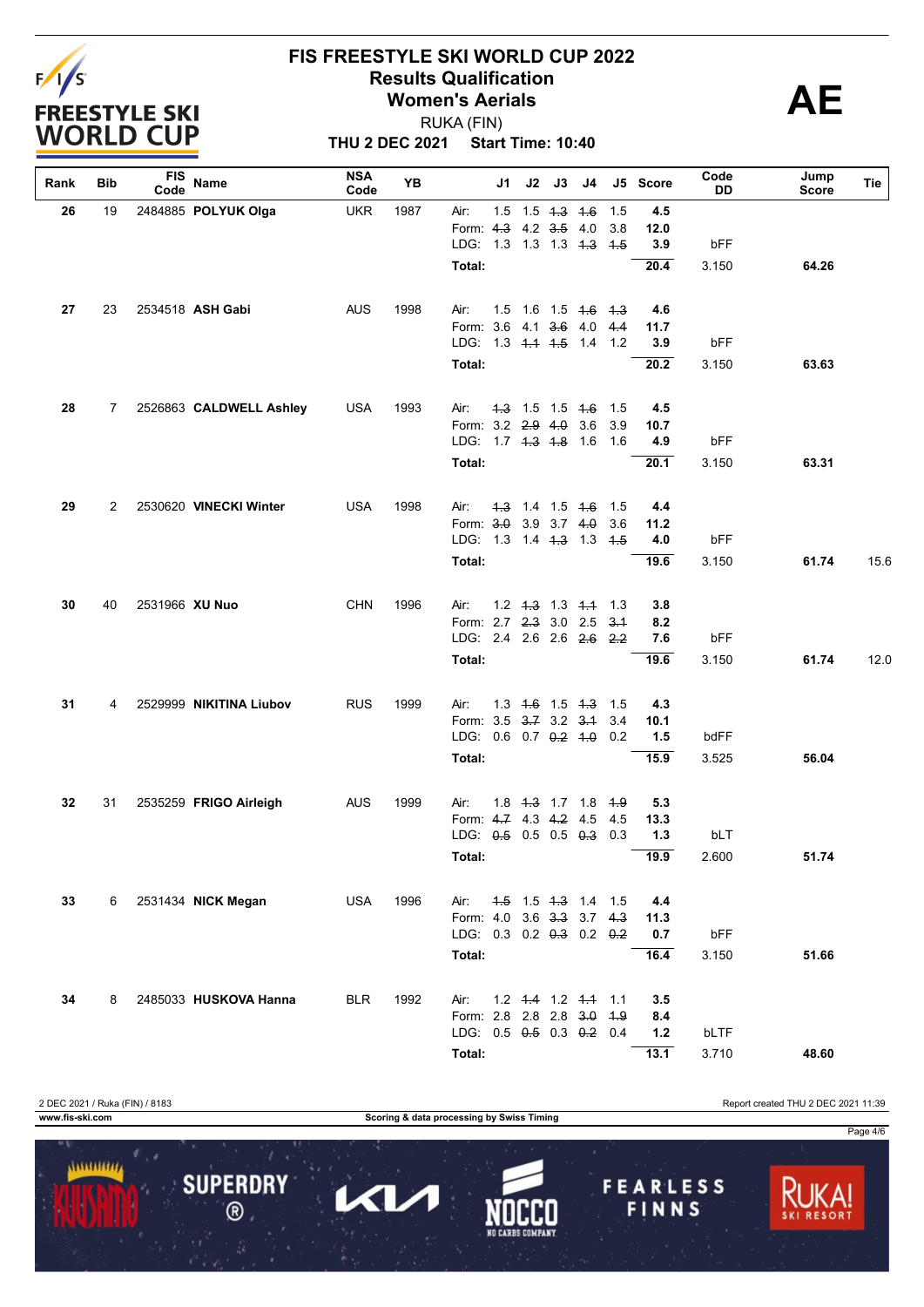# FIS FREESTYLE SKI WORLD CUP 2022

## Results Qualification

## Women's Aerials

RUKA (FIN)

**THU 2 DEC 2021 Start Time: 10:40**

**AE**

| Rank | Bib | FIS Code | Name | NSA Code | YB | | J1 | J2 | J3 | J4 | J5 | Score | Code DD | Jump Score | Tie |
|---|---|---|---|---|---|---|---|---|---|---|---|---|---|---|---|
| 26 | 19 | 2484885 | **POLYUK Olga** | UKR | 1987 | Air: | 1.5 | 1.5 | ~~1.3~~ | ~~1.6~~ | 1.5 | 4.5 | | | |
| | | | | | | Form: | ~~4.3~~ | 4.2 | ~~3.5~~ | 4.0 | 3.8 | 12.0 | | | |
| | | | | | | LDG: | 1.3 | 1.3 | 1.3 | ~~1.3~~ | ~~1.5~~ | 3.9 | bFF | | |
| | | | | | | **Total:** | | | | | | **20.4** | 3.150 | **64.26** | |
| 27 | 23 | 2534518 | **ASH Gabi** | AUS | 1998 | Air: | 1.5 | 1.6 | 1.5 | ~~1.6~~ | ~~1.3~~ | 4.6 | | | |
| | | | | | | Form: | 3.6 | 4.1 | ~~3.6~~ | 4.0 | ~~4.4~~ | 11.7 | | | |
| | | | | | | LDG: | 1.3 | ~~1.1~~ | ~~1.5~~ | 1.4 | 1.2 | 3.9 | bFF | | |
| | | | | | | **Total:** | | | | | | **20.2** | 3.150 | **63.63** | |
| 28 | 7 | 2526863 | **CALDWELL Ashley** | USA | 1993 | Air: | ~~1.3~~ | 1.5 | 1.5 | ~~1.6~~ | 1.5 | 4.5 | | | |
| | | | | | | Form: | 3.2 | ~~2.9~~ | ~~4.0~~ | 3.6 | 3.9 | 10.7 | | | |
| | | | | | | LDG: | 1.7 | ~~1.3~~ | ~~1.8~~ | 1.6 | 1.6 | 4.9 | bFF | | |
| | | | | | | **Total:** | | | | | | **20.1** | 3.150 | **63.31** | |
| 29 | 2 | 2530620 | **VINECKI Winter** | USA | 1998 | Air: | ~~1.3~~ | 1.4 | 1.5 | ~~1.6~~ | 1.5 | 4.4 | | | |
| | | | | | | Form: | ~~3.0~~ | 3.9 | 3.7 | ~~4.0~~ | 3.6 | 11.2 | | | |
| | | | | | | LDG: | 1.3 | 1.4 | ~~1.3~~ | 1.3 | ~~1.5~~ | 4.0 | bFF | | |
| | | | | | | **Total:** | | | | | | **19.6** | 3.150 | **61.74** | 15.6 |
| 30 | 40 | 2531966 | **XU Nuo** | CHN | 1996 | Air: | 1.2 | ~~1.3~~ | 1.3 | ~~1.1~~ | 1.3 | 3.8 | | | |
| | | | | | | Form: | 2.7 | ~~2.3~~ | 3.0 | 2.5 | ~~3.1~~ | 8.2 | | | |
| | | | | | | LDG: | 2.4 | 2.6 | 2.6 | ~~2.6~~ | ~~2.2~~ | 7.6 | bFF | | |
| | | | | | | **Total:** | | | | | | **19.6** | 3.150 | **61.74** | 12.0 |
| 31 | 4 | 2529999 | **NIKITINA Liubov** | RUS | 1999 | Air: | 1.3 | ~~1.6~~ | 1.5 | ~~1.3~~ | 1.5 | 4.3 | | | |
| | | | | | | Form: | 3.5 | ~~3.7~~ | 3.2 | ~~3.1~~ | 3.4 | 10.1 | | | |
| | | | | | | LDG: | 0.6 | 0.7 | ~~0.2~~ | ~~1.0~~ | 0.2 | 1.5 | bdFF | | |
| | | | | | | **Total:** | | | | | | **15.9** | 3.525 | **56.04** | |
| 32 | 31 | 2535259 | **FRIGO Airleigh** | AUS | 1999 | Air: | 1.8 | ~~1.3~~ | 1.7 | 1.8 | ~~1.9~~ | 5.3 | | | |
| | | | | | | Form: | ~~4.7~~ | 4.3 | ~~4.2~~ | 4.5 | 4.5 | 13.3 | | | |
| | | | | | | LDG: | ~~0.5~~ | 0.5 | 0.5 | ~~0.3~~ | 0.3 | 1.3 | bLT | | |
| | | | | | | **Total:** | | | | | | **19.9** | 2.600 | **51.74** | |
| 33 | 6 | 2531434 | **NICK Megan** | USA | 1996 | Air: | ~~1.5~~ | 1.5 | ~~1.3~~ | 1.4 | 1.5 | 4.4 | | | |
| | | | | | | Form: | 4.0 | 3.6 | ~~3.3~~ | 3.7 | ~~4.3~~ | 11.3 | | | |
| | | | | | | LDG: | 0.3 | 0.2 | ~~0.3~~ | 0.2 | ~~0.2~~ | 0.7 | bFF | | |
| | | | | | | **Total:** | | | | | | **16.4** | 3.150 | **51.66** | |
| 34 | 8 | 2485033 | **HUSKOVA Hanna** | BLR | 1992 | Air: | 1.2 | ~~1.4~~ | 1.2 | ~~1.1~~ | 1.1 | 3.5 | | | |
| | | | | | | Form: | 2.8 | 2.8 | 2.8 | ~~3.0~~ | ~~1.9~~ | 8.4 | | | |
| | | | | | | LDG: | 0.5 | ~~0.5~~ | 0.3 | ~~0.2~~ | 0.4 | 1.2 | bLTF | | |
| | | | | | | **Total:** | | | | | | **13.1** | 3.710 | **48.60** | |

2 DEC 2021 / Ruka (FIN) / 8183

Report created THU 2 DEC 2021 11:39

www.fis-ski.com

Scoring & data processing by Swiss Timing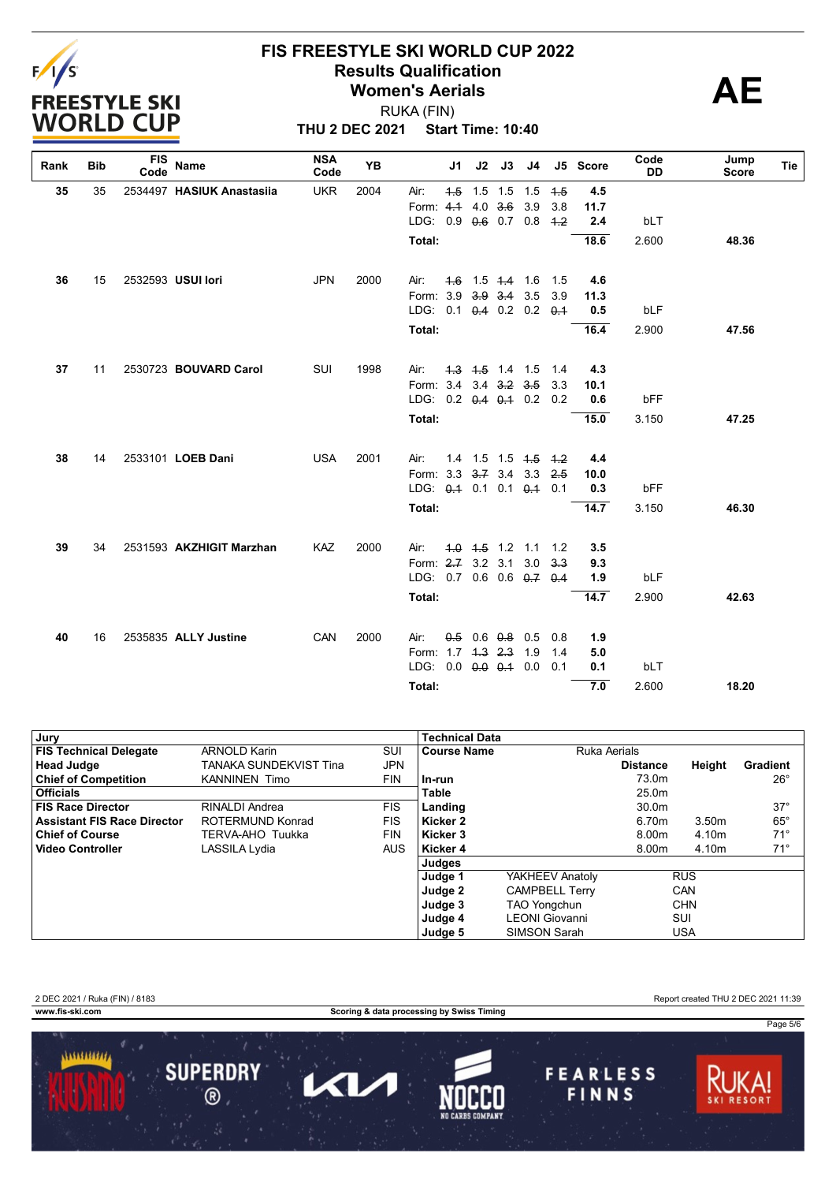# FIS FREESTYLE SKI WORLD CUP 2022
## Results Qualification
## Women's Aerials

RUKA (FIN)

**THU 2 DEC 2021 Start Time: 10:40**

**AE**

| Rank | Bib | FIS Code | Name | NSA Code | YB | | J1 | J2 | J3 | J4 | J5 | Score | Code DD | Jump Score | Tie |
|---|---|---|---|---|---|---|---|---|---|---|---|---|---|---|---|
| 35 | 35 | 2534497 | **HASIUK Anastasiia** | UKR | 2004 | Air: | ~~1.5~~ | 1.5 | 1.5 | 1.5 | ~~1.5~~ | 4.5 | | | |
| | | | | | | Form: | ~~4.1~~ | 4.0 | ~~3.6~~ | 3.9 | 3.8 | 11.7 | | | |
| | | | | | | LDG: | 0.9 | ~~0.6~~ | 0.7 | 0.8 | ~~1.2~~ | 2.4 | bLT | | |
| | | | | | | **Total:** | | | | | | **18.6** | 2.600 | **48.36** | |
| 36 | 15 | 2532593 | **USUI Iori** | JPN | 2000 | Air: | ~~1.6~~ | 1.5 | ~~1.4~~ | 1.6 | 1.5 | 4.6 | | | |
| | | | | | | Form: | 3.9 | ~~3.9~~ | ~~3.4~~ | 3.5 | 3.9 | 11.3 | | | |
| | | | | | | LDG: | 0.1 | ~~0.4~~ | 0.2 | 0.2 | ~~0.1~~ | 0.5 | bLF | | |
| | | | | | | **Total:** | | | | | | **16.4** | 2.900 | **47.56** | |
| 37 | 11 | 2530723 | **BOUVARD Carol** | SUI | 1998 | Air: | ~~1.3~~ | ~~1.5~~ | 1.4 | 1.5 | 1.4 | 4.3 | | | |
| | | | | | | Form: | 3.4 | 3.4 | ~~3.2~~ | ~~3.5~~ | 3.3 | 10.1 | | | |
| | | | | | | LDG: | 0.2 | ~~0.4~~ | ~~0.1~~ | 0.2 | 0.2 | 0.6 | bFF | | |
| | | | | | | **Total:** | | | | | | **15.0** | 3.150 | **47.25** | |
| 38 | 14 | 2533101 | **LOEB Dani** | USA | 2001 | Air: | 1.4 | 1.5 | 1.5 | ~~1.5~~ | ~~1.2~~ | 4.4 | | | |
| | | | | | | Form: | 3.3 | ~~3.7~~ | 3.4 | 3.3 | ~~2.5~~ | 10.0 | | | |
| | | | | | | LDG: | ~~0.1~~ | 0.1 | 0.1 | ~~0.1~~ | 0.1 | 0.3 | bFF | | |
| | | | | | | **Total:** | | | | | | **14.7** | 3.150 | **46.30** | |
| 39 | 34 | 2531593 | **AKZHIGIT Marzhan** | KAZ | 2000 | Air: | ~~1.0~~ | ~~1.5~~ | 1.2 | 1.1 | 1.2 | 3.5 | | | |
| | | | | | | Form: | ~~2.7~~ | 3.2 | 3.1 | 3.0 | ~~3.3~~ | 9.3 | | | |
| | | | | | | LDG: | 0.7 | 0.6 | 0.6 | ~~0.7~~ | ~~0.4~~ | 1.9 | bLF | | |
| | | | | | | **Total:** | | | | | | **14.7** | 2.900 | **42.63** | |
| 40 | 16 | 2535835 | **ALLY Justine** | CAN | 2000 | Air: | ~~0.5~~ | 0.6 | ~~0.8~~ | 0.5 | 0.8 | 1.9 | | | |
| | | | | | | Form: | 1.7 | ~~1.3~~ | ~~2.3~~ | 1.9 | 1.4 | 5.0 | | | |
| | | | | | | LDG: | 0.0 | ~~0.0~~ | ~~0.1~~ | 0.0 | 0.1 | 0.1 | bLT | | |
| | | | | | | **Total:** | | | | | | **7.0** | 2.600 | **18.20** | |

| Jury | | |
|---|---|---|
| **FIS Technical Delegate** | ARNOLD Karin | SUI |
| **Head Judge** | TANAKA SUNDEKVIST Tina | JPN |
| **Chief of Competition** | KANNINEN Timo | FIN |
| **Officials** | | |
| **FIS Race Director** | RINALDI Andrea | FIS |
| **Assistant FIS Race Director** | ROTERMUND Konrad | FIS |
| **Chief of Course** | TERVA-AHO Tuukka | FIN |
| **Video Controller** | LASSILA Lydia | AUS |

| Technical Data | | | | |
|---|---|---|---|---|
| **Course Name** | Ruka Aerials | | | |
| | | **Distance** | **Height** | **Gradient** |
| **In-run** | | 73.0m | | 26° |
| **Table** | | 25.0m | | |
| **Landing** | | 30.0m | | 37° |
| **Kicker 2** | | 6.70m | 3.50m | 65° |
| **Kicker 3** | | 8.00m | 4.10m | 71° |
| **Kicker 4** | | 8.00m | 4.10m | 71° |
| **Judges** | | | | |
| **Judge 1** | YAKHEEV Anatoly | | RUS | |
| **Judge 2** | CAMPBELL Terry | | CAN | |
| **Judge 3** | TAO Yongchun | | CHN | |
| **Judge 4** | LEONI Giovanni | | SUI | |
| **Judge 5** | SIMSON Sarah | | USA | |

2 DEC 2021 / Ruka (FIN) / 8183 — Report created THU 2 DEC 2021 11:39

www.fis-ski.com — Scoring & data processing by Swiss Timing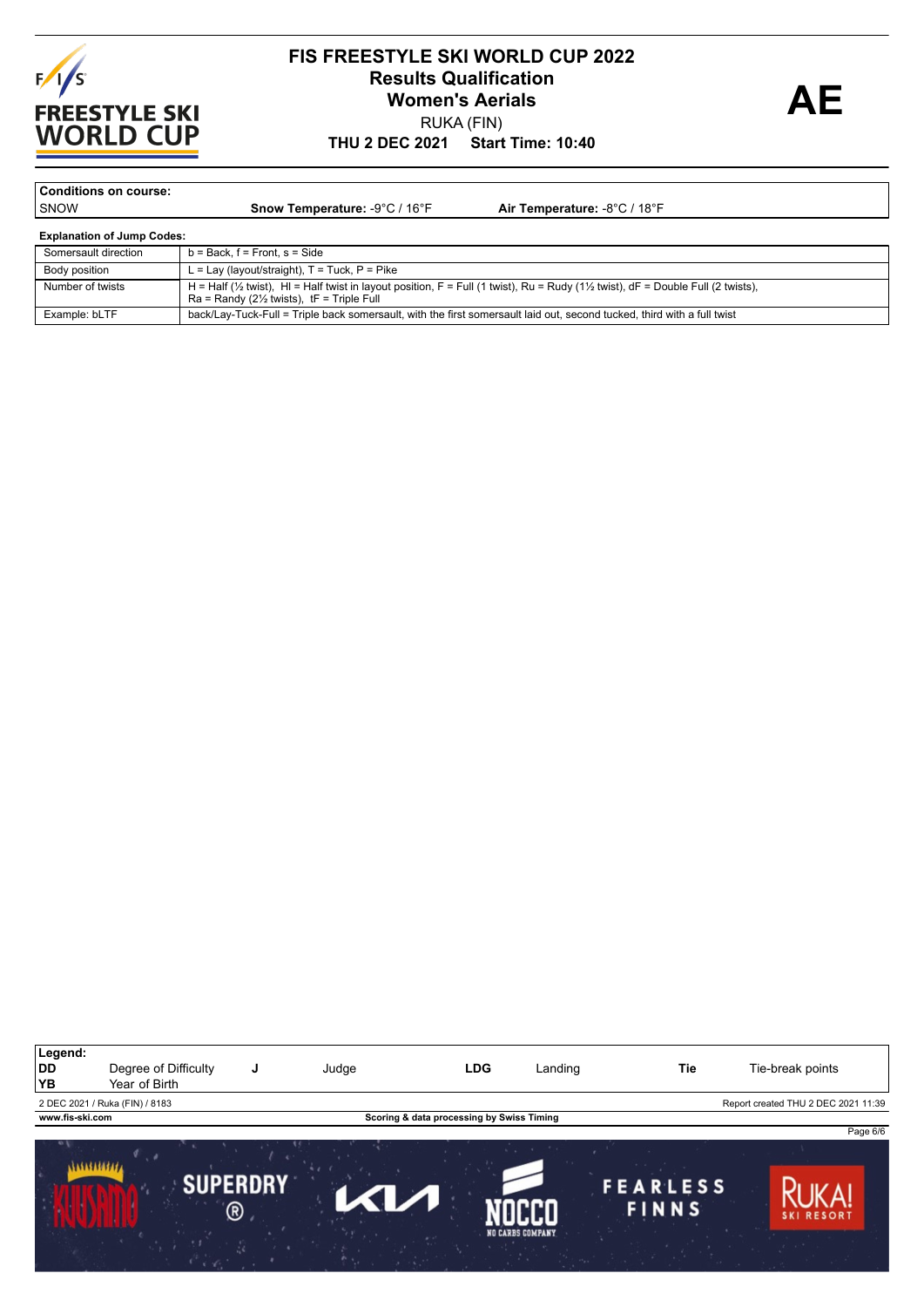# FIS FREESTYLE SKI WORLD CUP 2022

## Results Qualification

## Women's Aerials

RUKA (FIN)

**THU 2 DEC 2021 Start Time: 10:40**

**AE**

| Conditions on course: | | |
|---|---|---|
| SNOW | **Snow Temperature:** -9°C / 16°F | **Air Temperature:** -8°C / 18°F |

**Explanation of Jump Codes:**

| | |
|---|---|
| Somersault direction | b = Back, f = Front, s = Side |
| Body position | L = Lay (layout/straight), T = Tuck, P = Pike |
| Number of twists | H = Half (½ twist), Hl = Half twist in layout position, F = Full (1 twist), Ru = Rudy (1½ twist), dF = Double Full (2 twists), Ra = Randy (2½ twists), tF = Triple Full |
| Example: bLTF | back/Lay-Tuck-Full = Triple back somersault, with the first somersault laid out, second tucked, third with a full twist |

**Legend:**

| | | | | | | | |
|---|---|---|---|---|---|---|---|
| **DD** | Degree of Difficulty | **J** | Judge | **LDG** | Landing | **Tie** | Tie-break points |
| **YB** | Year of Birth | | | | | | |

2 DEC 2021 / Ruka (FIN) / 8183

Report created THU 2 DEC 2021 11:39

www.fis-ski.com

Scoring & data processing by Swiss Timing